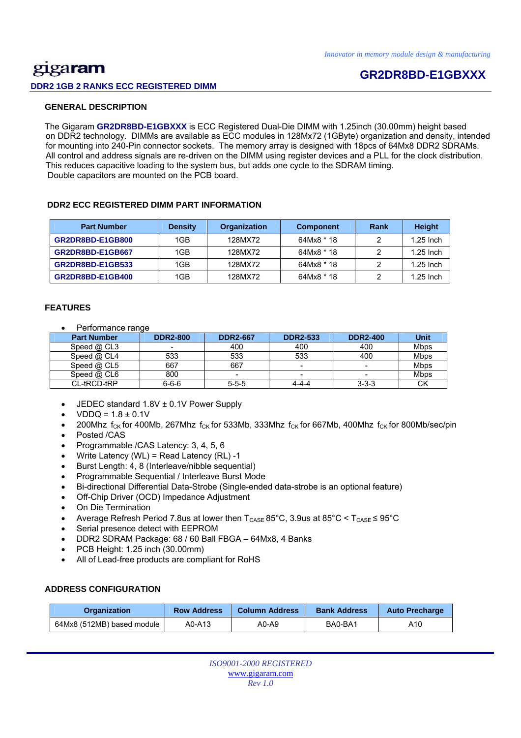*Innovator in memory module design & manufacturing*

gigaram

# GR2DR8BD-E1GBXXX

**DDR2 1GB 2 RANKS ECC REGISTERED DIMM**

## GENERAL DESCRIPTION

The Gigaram **GR2DR8BD-E1GBXXX** is ECC Registered Dual-Die DIMM with 1.25inch (30.00mm) height based on DDR2 technology. DIMMs are available as ECC modules in 128Mx72 (1GByte) organization and density, intended for mounting into 240-Pin connector sockets. The memory array is designed with 18pcs of 64Mx8 DDR2 SDRAMs. All control and address signals are re-driven on the DIMM using register devices and a PLL for the clock distribution. This reduces capacitive loading to the system bus, but adds one cycle to the SDRAM timing. Double capacitors are mounted on the PCB board.

## DDR2 ECC REGISTERED DIMM PART INFORMATION

| Part Number | Density | Organization | Component | Rank | Height |
|---|---|---|---|---|---|
| GR2DR8BD-E1GB800 | 1GB | 128MX72 | 64Mx8 * 18 | 2 | 1.25 Inch |
| GR2DR8BD-E1GB667 | 1GB | 128MX72 | 64Mx8 * 18 | 2 | 1.25 Inch |
| GR2DR8BD-E1GB533 | 1GB | 128MX72 | 64Mx8 * 18 | 2 | 1.25 Inch |
| GR2DR8BD-E1GB400 | 1GB | 128MX72 | 64Mx8 * 18 | 2 | 1.25 Inch |

## FEATURES

- Performance range

| Part Number | DDR2-800 | DDR2-667 | DDR2-533 | DDR2-400 | Unit |
|---|---|---|---|---|---|
| Speed @ CL3 | - | 400 | 400 | 400 | Mbps |
| Speed @ CL4 | 533 | 533 | 533 | 400 | Mbps |
| Speed @ CL5 | 667 | 667 | - | - | Mbps |
| Speed @ CL6 | 800 | - | - | - | Mbps |
| CL-tRCD-tRP | 6-6-6 | 5-5-5 | 4-4-4 | 3-3-3 | CK |

- JEDEC standard 1.8V ± 0.1V Power Supply
- VDDQ = 1.8 ± 0.1V
- 200Mhz $f_{CK}$ for 400Mb, 267Mhz $f_{CK}$ for 533Mb, 333Mhz $f_{CK}$ for 667Mb, 400Mhz $f_{CK}$ for 800Mb/sec/pin
- Posted /CAS
- Programmable /CAS Latency: 3, 4, 5, 6
- Write Latency (WL) = Read Latency (RL) -1
- Burst Length: 4, 8 (Interleave/nibble sequential)
- Programmable Sequential / Interleave Burst Mode
- Bi-directional Differential Data-Strobe (Single-ended data-strobe is an optional feature)
- Off-Chip Driver (OCD) Impedance Adjustment
- On Die Termination
- Average Refresh Period 7.8us at lower then $T_{CASE}$ 85°C, 3.9us at 85°C < $T_{CASE} \leq$ 95°C
- Serial presence detect with EEPROM
- DDR2 SDRAM Package: 68 / 60 Ball FBGA – 64Mx8, 4 Banks
- PCB Height: 1.25 inch (30.00mm)
- All of Lead-free products are compliant for RoHS

## ADDRESS CONFIGURATION

| Organization | Row Address | Column Address | Bank Address | Auto Precharge |
|---|---|---|---|---|
| 64Mx8 (512MB) based module | A0-A13 | A0-A9 | BA0-BA1 | A10 |

*ISO9001-2000 REGISTERED*
www.gigaram.com
*Rev 1.0*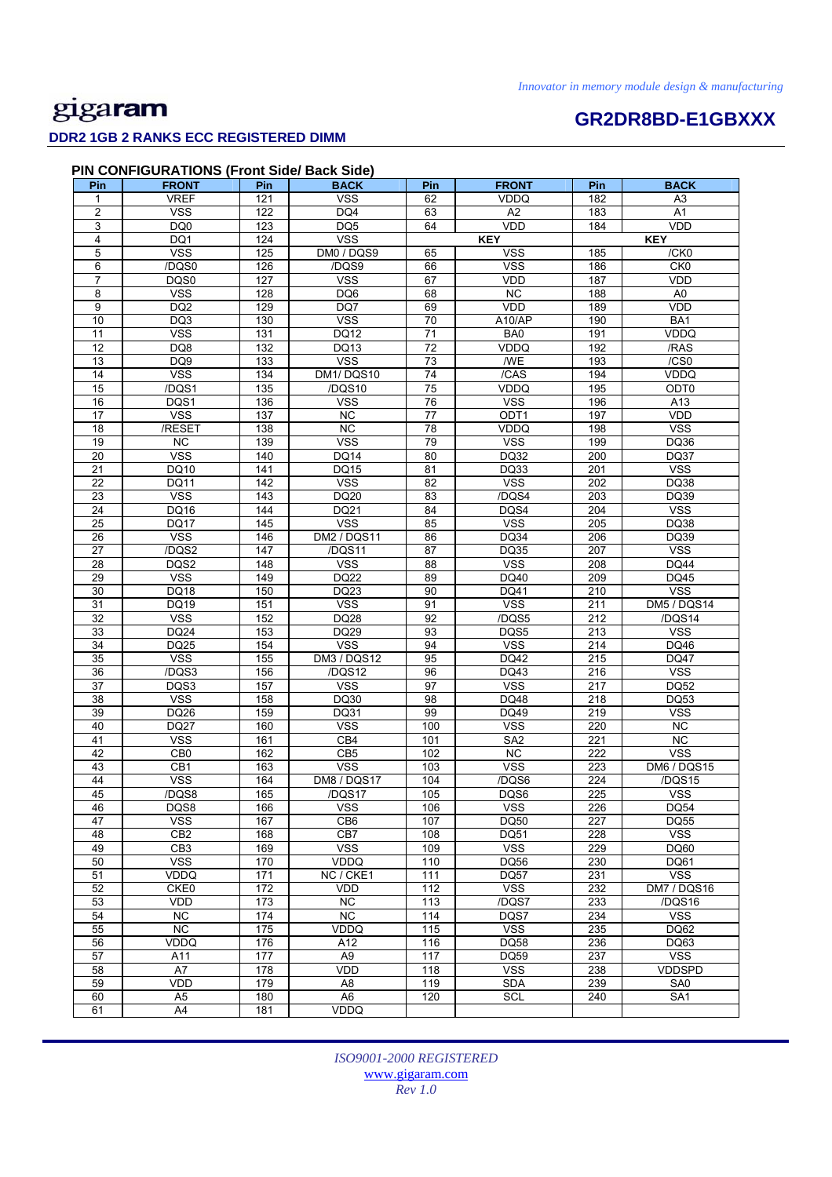## PIN CONFIGURATIONS (Front Side/ Back Side)

| Pin | FRONT | Pin | BACK | Pin | FRONT | Pin | BACK |
|---|---|---|---|---|---|---|---|
| 1 | VREF | 121 | VSS | 62 | VDDQ | 182 | A3 |
| 2 | VSS | 122 | DQ4 | 63 | A2 | 183 | A1 |
| 3 | DQ0 | 123 | DQ5 | 64 | VDD | 184 | VDD |
| 4 | DQ1 | 124 | VSS | KEY | | KEY | |
| 5 | VSS | 125 | DM0 / DQS9 | 65 | VSS | 185 | /CK0 |
| 6 | /DQS0 | 126 | /DQS9 | 66 | VSS | 186 | CK0 |
| 7 | DQS0 | 127 | VSS | 67 | VDD | 187 | VDD |
| 8 | VSS | 128 | DQ6 | 68 | NC | 188 | A0 |
| 9 | DQ2 | 129 | DQ7 | 69 | VDD | 189 | VDD |
| 10 | DQ3 | 130 | VSS | 70 | A10/AP | 190 | BA1 |
| 11 | VSS | 131 | DQ12 | 71 | BA0 | 191 | VDDQ |
| 12 | DQ8 | 132 | DQ13 | 72 | VDDQ | 192 | /RAS |
| 13 | DQ9 | 133 | VSS | 73 | /WE | 193 | /CS0 |
| 14 | VSS | 134 | DM1/ DQS10 | 74 | /CAS | 194 | VDDQ |
| 15 | /DQS1 | 135 | /DQS10 | 75 | VDDQ | 195 | ODT0 |
| 16 | DQS1 | 136 | VSS | 76 | VSS | 196 | A13 |
| 17 | VSS | 137 | NC | 77 | ODT1 | 197 | VDD |
| 18 | /RESET | 138 | NC | 78 | VDDQ | 198 | VSS |
| 19 | NC | 139 | VSS | 79 | VSS | 199 | DQ36 |
| 20 | VSS | 140 | DQ14 | 80 | DQ32 | 200 | DQ37 |
| 21 | DQ10 | 141 | DQ15 | 81 | DQ33 | 201 | VSS |
| 22 | DQ11 | 142 | VSS | 82 | VSS | 202 | DQ38 |
| 23 | VSS | 143 | DQ20 | 83 | /DQS4 | 203 | DQ39 |
| 24 | DQ16 | 144 | DQ21 | 84 | DQS4 | 204 | VSS |
| 25 | DQ17 | 145 | VSS | 85 | VSS | 205 | DQ38 |
| 26 | VSS | 146 | DM2 / DQS11 | 86 | DQ34 | 206 | DQ39 |
| 27 | /DQS2 | 147 | /DQS11 | 87 | DQ35 | 207 | VSS |
| 28 | DQS2 | 148 | VSS | 88 | VSS | 208 | DQ44 |
| 29 | VSS | 149 | DQ22 | 89 | DQ40 | 209 | DQ45 |
| 30 | DQ18 | 150 | DQ23 | 90 | DQ41 | 210 | VSS |
| 31 | DQ19 | 151 | VSS | 91 | VSS | 211 | DM5 / DQS14 |
| 32 | VSS | 152 | DQ28 | 92 | /DQS5 | 212 | /DQS14 |
| 33 | DQ24 | 153 | DQ29 | 93 | DQS5 | 213 | VSS |
| 34 | DQ25 | 154 | VSS | 94 | VSS | 214 | DQ46 |
| 35 | VSS | 155 | DM3 / DQS12 | 95 | DQ42 | 215 | DQ47 |
| 36 | /DQS3 | 156 | /DQS12 | 96 | DQ43 | 216 | VSS |
| 37 | DQS3 | 157 | VSS | 97 | VSS | 217 | DQ52 |
| 38 | VSS | 158 | DQ30 | 98 | DQ48 | 218 | DQ53 |
| 39 | DQ26 | 159 | DQ31 | 99 | DQ49 | 219 | VSS |
| 40 | DQ27 | 160 | VSS | 100 | VSS | 220 | NC |
| 41 | VSS | 161 | CB4 | 101 | SA2 | 221 | NC |
| 42 | CB0 | 162 | CB5 | 102 | NC | 222 | VSS |
| 43 | CB1 | 163 | VSS | 103 | VSS | 223 | DM6 / DQS15 |
| 44 | VSS | 164 | DM8 / DQS17 | 104 | /DQS6 | 224 | /DQS15 |
| 45 | /DQS8 | 165 | /DQS17 | 105 | DQS6 | 225 | VSS |
| 46 | DQS8 | 166 | VSS | 106 | VSS | 226 | DQ54 |
| 47 | VSS | 167 | CB6 | 107 | DQ50 | 227 | DQ55 |
| 48 | CB2 | 168 | CB7 | 108 | DQ51 | 228 | VSS |
| 49 | CB3 | 169 | VSS | 109 | VSS | 229 | DQ60 |
| 50 | VSS | 170 | VDDQ | 110 | DQ56 | 230 | DQ61 |
| 51 | VDDQ | 171 | NC / CKE1 | 111 | DQ57 | 231 | VSS |
| 52 | CKE0 | 172 | VDD | 112 | VSS | 232 | DM7 / DQS16 |
| 53 | VDD | 173 | NC | 113 | /DQS7 | 233 | /DQS16 |
| 54 | NC | 174 | NC | 114 | DQS7 | 234 | VSS |
| 55 | NC | 175 | VDDQ | 115 | VSS | 235 | DQ62 |
| 56 | VDDQ | 176 | A12 | 116 | DQ58 | 236 | DQ63 |
| 57 | A11 | 177 | A9 | 117 | DQ59 | 237 | VSS |
| 58 | A7 | 178 | VDD | 118 | VSS | 238 | VDDSPD |
| 59 | VDD | 179 | A8 | 119 | SDA | 239 | SA0 |
| 60 | A5 | 180 | A6 | 120 | SCL | 240 | SA1 |
| 61 | A4 | 181 | VDDQ | | | | |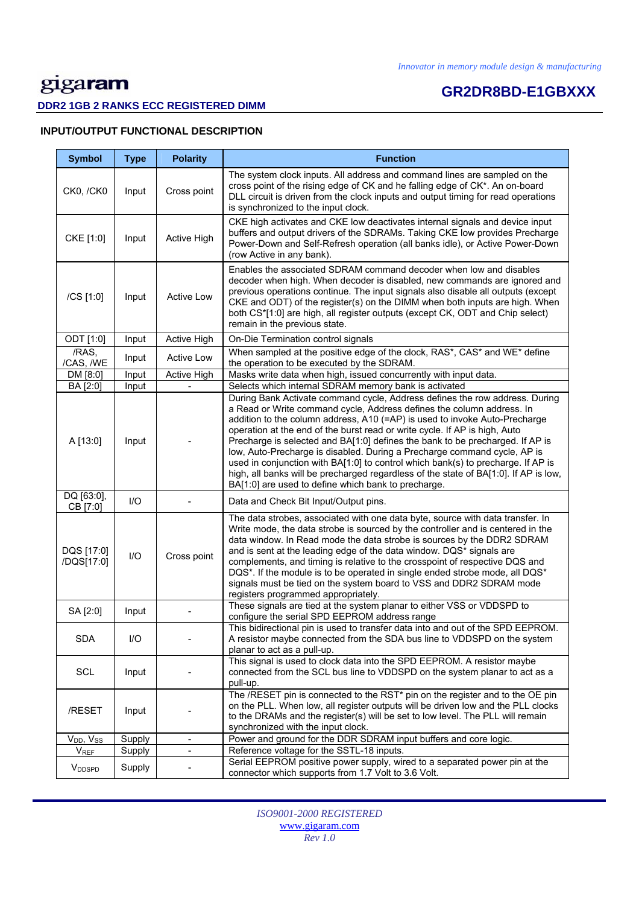## INPUT/OUTPUT FUNCTIONAL DESCRIPTION

| Symbol | Type | Polarity | Function |
|---|---|---|---|
| CK0, /CK0 | Input | Cross point | The system clock inputs. All address and command lines are sampled on the cross point of the rising edge of CK and he falling edge of CK*. An on-board DLL circuit is driven from the clock inputs and output timing for read operations is synchronized to the input clock. |
| CKE [1:0] | Input | Active High | CKE high activates and CKE low deactivates internal signals and device input buffers and output drivers of the SDRAMs. Taking CKE low provides Precharge Power-Down and Self-Refresh operation (all banks idle), or Active Power-Down (row Active in any bank). |
| /CS [1:0] | Input | Active Low | Enables the associated SDRAM command decoder when low and disables decoder when high. When decoder is disabled, new commands are ignored and previous operations continue. The input signals also disable all outputs (except CKE and ODT) of the register(s) on the DIMM when both inputs are high. When both CS*[1:0] are high, all register outputs (except CK, ODT and Chip select) remain in the previous state. |
| ODT [1:0] | Input | Active High | On-Die Termination control signals |
| /RAS, /CAS, /WE | Input | Active Low | When sampled at the positive edge of the clock, RAS*, CAS* and WE* define the operation to be executed by the SDRAM. |
| DM [8:0] | Input | Active High | Masks write data when high, issued concurrently with input data. |
| BA [2:0] | Input | - | Selects which internal SDRAM memory bank is activated |
| A [13:0] | Input | - | During Bank Activate command cycle, Address defines the row address. During a Read or Write command cycle, Address defines the column address. In addition to the column address, A10 (=AP) is used to invoke Auto-Precharge operation at the end of the burst read or write cycle. If AP is high, Auto Precharge is selected and BA[1:0] defines the bank to be precharged. If AP is low, Auto-Precharge is disabled. During a Precharge command cycle, AP is used in conjunction with BA[1:0] to control which bank(s) to precharge. If AP is high, all banks will be precharged regardless of the state of BA[1:0]. If AP is low, BA[1:0] are used to define which bank to precharge. |
| DQ [63:0], CB [7:0] | I/O | - | Data and Check Bit Input/Output pins. |
| DQS [17:0] /DQS[17:0] | I/O | Cross point | The data strobes, associated with one data byte, source with data transfer. In Write mode, the data strobe is sourced by the controller and is centered in the data window. In Read mode the data strobe is sources by the DDR2 SDRAM and is sent at the leading edge of the data window. DQS* signals are complements, and timing is relative to the crosspoint of respective DQS and DQS*. If the module is to be operated in single ended strobe mode, all DQS* signals must be tied on the system board to VSS and DDR2 SDRAM mode registers programmed appropriately. |
| SA [2:0] | Input | - | These signals are tied at the system planar to either VSS or VDDSPD to configure the serial SPD EEPROM address range |
| SDA | I/O | - | This bidirectional pin is used to transfer data into and out of the SPD EEPROM. A resistor maybe connected from the SDA bus line to VDDSPD on the system planar to act as a pull-up. |
| SCL | Input | - | This signal is used to clock data into the SPD EEPROM. A resistor maybe connected from the SCL bus line to VDDSPD on the system planar to act as a pull-up. |
| /RESET | Input | - | The /RESET pin is connected to the RST* pin on the register and to the OE pin on the PLL. When low, all register outputs will be driven low and the PLL clocks to the DRAMs and the register(s) will be set to low level. The PLL will remain synchronized with the input clock. |
| $V_{DD}$, $V_{SS}$ | Supply | - | Power and ground for the DDR SDRAM input buffers and core logic. |
| $V_{REF}$ | Supply | - | Reference voltage for the SSTL-18 inputs. |
| $V_{DDSPD}$ | Supply | - | Serial EEPROM positive power supply, wired to a separated power pin at the connector which supports from 1.7 Volt to 3.6 Volt. |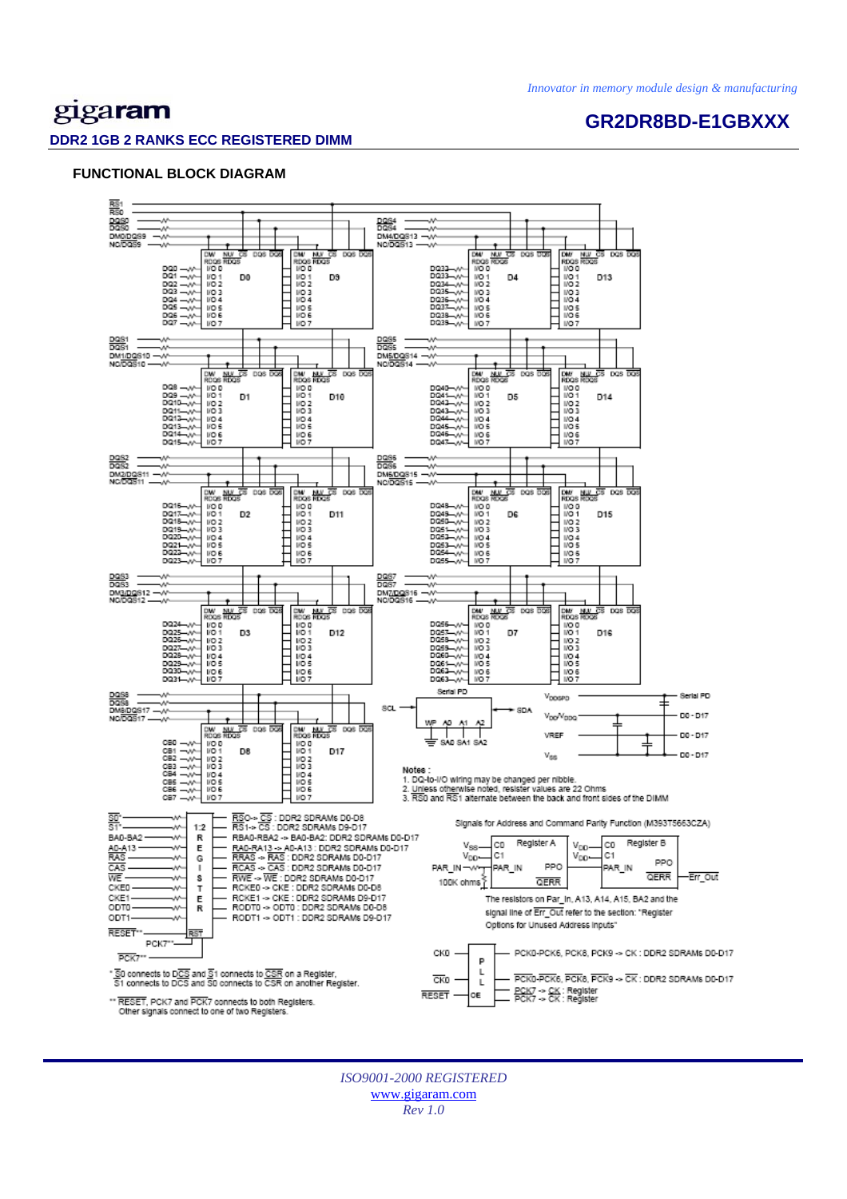*Innovator in memory module design & manufacturing*

**gigaram**

## GR2DR8BD-E1GBXXX

**DDR2 1GB 2 RANKS ECC REGISTERED DIMM**

### FUNCTIONAL BLOCK DIAGRAM

Notes :
1. DQ-to-I/O wiring may be changed per nibble.
2. Unless otherwise noted, resister values are 22 Ohms
3. RS0 and RS1 alternate between the back and front sides of the DIMM

RS0-> CS : DDR2 SDRAMs D0-D8
RS1-> CS : DDR2 SDRAMs D9-D17
RBA0-RBA2 -> BA0-BA2: DDR2 SDRAMs D0-D17
RA0-RA13 -> A0-A13 : DDR2 SDRAMs D0-D17
RRAS -> RAS : DDR2 SDRAMs D0-D17
RCAS -> CAS : DDR2 SDRAMs D0-D17
RWE -> WE : DDR2 SDRAMs D0-D17
RCKE0 -> CKE : DDR2 SDRAMs D0-D8
RCKE1 -> CKE : DDR2 SDRAMs D9-D17
RODT0 -> ODT0 : DDR2 SDRAMs D0-D8
RODT1 -> ODT1 : DDR2 SDRAMs D9-D17

Signals for Address and Command Parity Function (M393T5663CZA)

The resistors on Par_In, A13, A14, A15, BA2 and the signal line of Err_Out refer to the section: "Register Options for Unused Address inputs"

\* S0 connects to DCS and S1 connects to CSR on a Register, S1 connects to DCS and S0 connects to CSR on another Register.

\*\* RESET, PCK7 and PCK7 connects to both Registers. Other signals connect to one of two Registers.

PCK0-PCK6, PCK8, PCK9 -> CK : DDR2 SDRAMs D0-D17
PCK0-PCK6, PCK8, PCK9 -> CK : DDR2 SDRAMs D0-D17
PCK7 -> CK : Register
PCK7 -> CK : Register

*ISO9001-2000 REGISTERED*
www.gigaram.com
*Rev 1.0*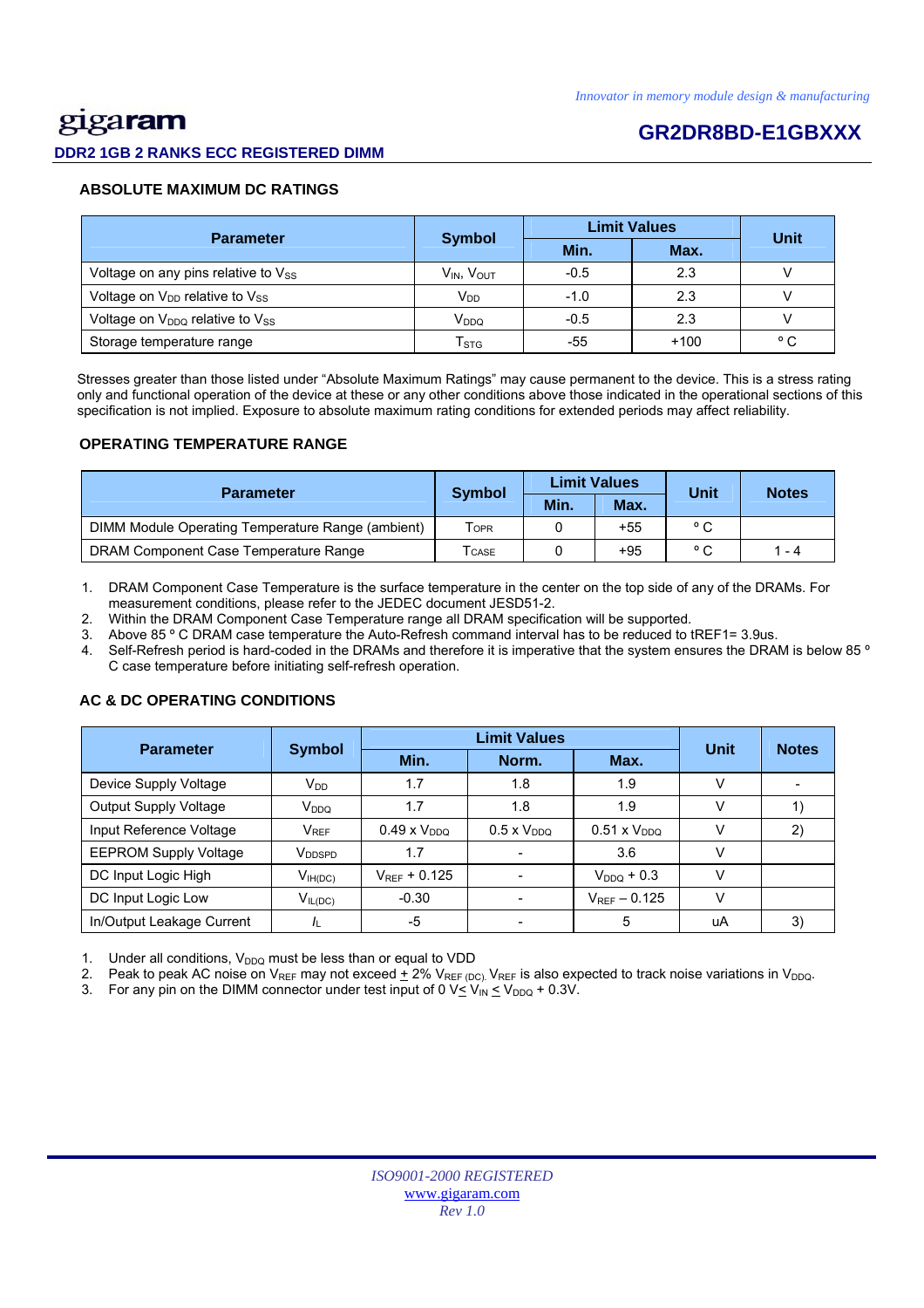## ABSOLUTE MAXIMUM DC RATINGS

| Parameter | Symbol | Limit Values | | Unit |
|---|---|---|---|---|
| | | Min. | Max. | |
| Voltage on any pins relative to $V_{SS}$ | $V_{IN}$, $V_{OUT}$ | -0.5 | 2.3 | V |
| Voltage on $V_{DD}$ relative to $V_{SS}$ | $V_{DD}$ | -1.0 | 2.3 | V |
| Voltage on $V_{DDQ}$ relative to $V_{SS}$ | $V_{DDQ}$ | -0.5 | 2.3 | V |
| Storage temperature range | $T_{STG}$ | -55 | +100 | ° C |

Stresses greater than those listed under "Absolute Maximum Ratings" may cause permanent to the device. This is a stress rating only and functional operation of the device at these or any other conditions above those indicated in the operational sections of this specification is not implied. Exposure to absolute maximum rating conditions for extended periods may affect reliability.

## OPERATING TEMPERATURE RANGE

| Parameter | Symbol | Limit Values | | Unit | Notes |
|---|---|---|---|---|---|
| | | Min. | Max. | | |
| DIMM Module Operating Temperature Range (ambient) | $T_{OPR}$ | 0 | +55 | ° C | |
| DRAM Component Case Temperature Range | $T_{CASE}$ | 0 | +95 | ° C | 1 - 4 |

1. DRAM Component Case Temperature is the surface temperature in the center on the top side of any of the DRAMs. For measurement conditions, please refer to the JEDEC document JESD51-2.
2. Within the DRAM Component Case Temperature range all DRAM specification will be supported.
3. Above 85 ° C DRAM case temperature the Auto-Refresh command interval has to be reduced to tREF1= 3.9us.
4. Self-Refresh period is hard-coded in the DRAMs and therefore it is imperative that the system ensures the DRAM is below 85 ° C case temperature before initiating self-refresh operation.

## AC & DC OPERATING CONDITIONS

| Parameter | Symbol | Limit Values | | | Unit | Notes |
|---|---|---|---|---|---|---|
| | | Min. | Norm. | Max. | | |
| Device Supply Voltage | $V_{DD}$ | 1.7 | 1.8 | 1.9 | V | - |
| Output Supply Voltage | $V_{DDQ}$ | 1.7 | 1.8 | 1.9 | V | 1) |
| Input Reference Voltage | $V_{REF}$ | 0.49 x $V_{DDQ}$ | 0.5 x $V_{DDQ}$ | 0.51 x $V_{DDQ}$ | V | 2) |
| EEPROM Supply Voltage | $V_{DDSPD}$ | 1.7 | - | 3.6 | V | |
| DC Input Logic High | $V_{IH(DC)}$ | $V_{REF}$ + 0.125 | - | $V_{DDQ}$ + 0.3 | V | |
| DC Input Logic Low | $V_{IL(DC)}$ | -0.30 | - | $V_{REF}$ – 0.125 | V | |
| In/Output Leakage Current | $I_L$ | -5 | - | 5 | uA | 3) |

1. Under all conditions, $V_{DDQ}$ must be less than or equal to VDD
2. Peak to peak AC noise on $V_{REF}$ may not exceed ± 2% $V_{REF (DC)}$. $V_{REF}$ is also expected to track noise variations in $V_{DDQ}$.
3. For any pin on the DIMM connector under test input of 0 V≤ $V_{IN}$ ≤ $V_{DDQ}$ + 0.3V.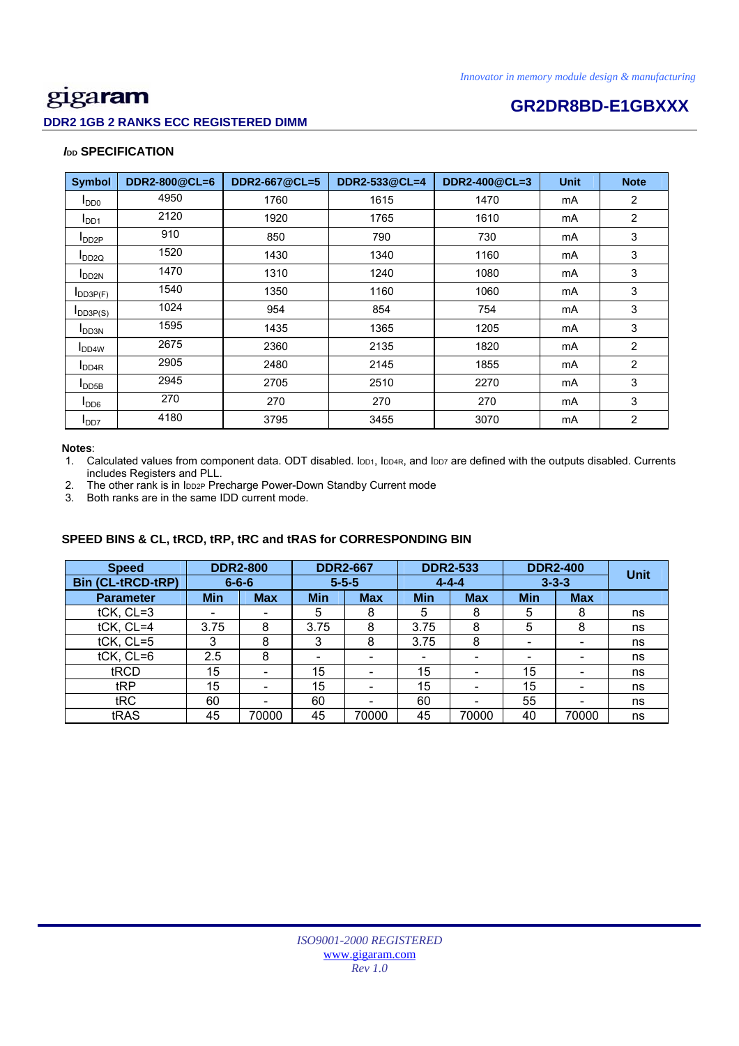**gigaram**

**GR2DR8BD-E1GBXXX**

**DDR2 1GB 2 RANKS ECC REGISTERED DIMM**

### $I_{DD}$ SPECIFICATION

| Symbol | DDR2-800@CL=6 | DDR2-667@CL=5 | DDR2-533@CL=4 | DDR2-400@CL=3 | Unit | Note |
|---|---|---|---|---|---|---|
| $I_{DD0}$ | 4950 | 1760 | 1615 | 1470 | mA | 2 |
| $I_{DD1}$ | 2120 | 1920 | 1765 | 1610 | mA | 2 |
| $I_{DD2P}$ | 910 | 850 | 790 | 730 | mA | 3 |
| $I_{DD2Q}$ | 1520 | 1430 | 1340 | 1160 | mA | 3 |
| $I_{DD2N}$ | 1470 | 1310 | 1240 | 1080 | mA | 3 |
| $I_{DD3P(F)}$ | 1540 | 1350 | 1160 | 1060 | mA | 3 |
| $I_{DD3P(S)}$ | 1024 | 954 | 854 | 754 | mA | 3 |
| $I_{DD3N}$ | 1595 | 1435 | 1365 | 1205 | mA | 3 |
| $I_{DD4W}$ | 2675 | 2360 | 2135 | 1820 | mA | 2 |
| $I_{DD4R}$ | 2905 | 2480 | 2145 | 1855 | mA | 2 |
| $I_{DD5B}$ | 2945 | 2705 | 2510 | 2270 | mA | 3 |
| $I_{DD6}$ | 270 | 270 | 270 | 270 | mA | 3 |
| $I_{DD7}$ | 4180 | 3795 | 3455 | 3070 | mA | 2 |

**Notes**:

1. Calculated values from component data. ODT disabled. $I_{DD1}$, $I_{DD4R}$, and $I_{DD7}$ are defined with the outputs disabled. Currents includes Registers and PLL.
2. The other rank is in $I_{DD2P}$ Precharge Power-Down Standby Current mode
3. Both ranks are in the same IDD current mode.

### SPEED BINS & CL, tRCD, tRP, tRC and tRAS for CORRESPONDING BIN

| Speed | DDR2-800 | | DDR2-667 | | DDR2-533 | | DDR2-400 | | Unit |
|---|---|---|---|---|---|---|---|---|---|
| Bin (CL-tRCD-tRP) | 6-6-6 | | 5-5-5 | | 4-4-4 | | 3-3-3 | | |
| Parameter | Min | Max | Min | Max | Min | Max | Min | Max | |
| tCK, CL=3 | - | - | 5 | 8 | 5 | 8 | 5 | 8 | ns |
| tCK, CL=4 | 3.75 | 8 | 3.75 | 8 | 3.75 | 8 | 5 | 8 | ns |
| tCK, CL=5 | 3 | 8 | 3 | 8 | 3.75 | 8 | - | - | ns |
| tCK, CL=6 | 2.5 | 8 | - | - | - | - | - | - | ns |
| tRCD | 15 | - | 15 | - | 15 | - | 15 | - | ns |
| tRP | 15 | - | 15 | - | 15 | - | 15 | - | ns |
| tRC | 60 | - | 60 | - | 60 | - | 55 | - | ns |
| tRAS | 45 | 70000 | 45 | 70000 | 45 | 70000 | 40 | 70000 | ns |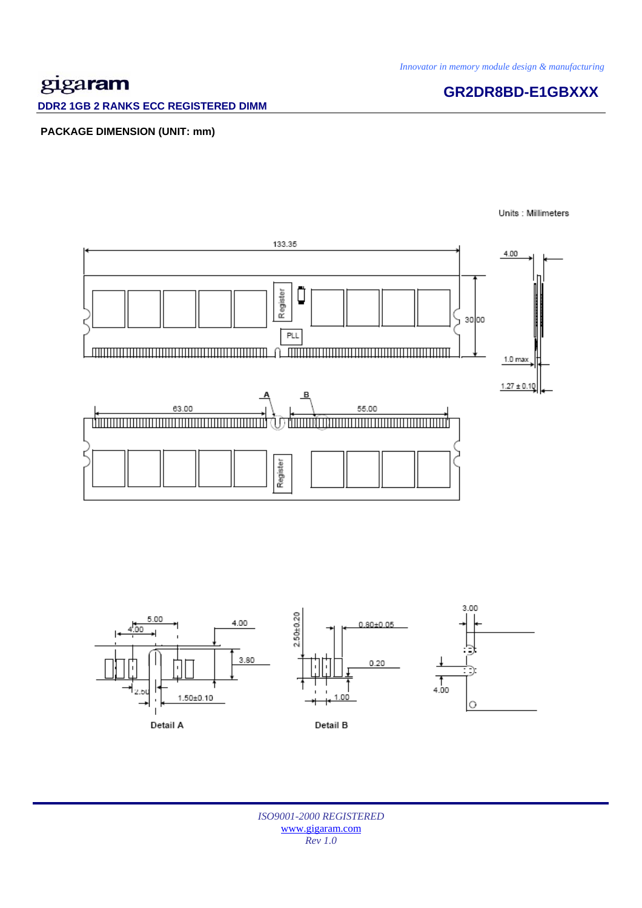## PACKAGE DIMENSION (UNIT: mm)

Units : Millimeters

133.35

4.00

Register

PLL

30.00

1.0 max

1.27 ± 0.10

A

B

63.00

55.00

Register

5.00

4.00

4.00

3.80

2.50

1.50±0.10

Detail A

2.50±0.20

0.80±0.05

0.20

1.00

Detail B

3.00

4.00

ISO9001-2000 REGISTERED

www.gigaram.com

Rev 1.0